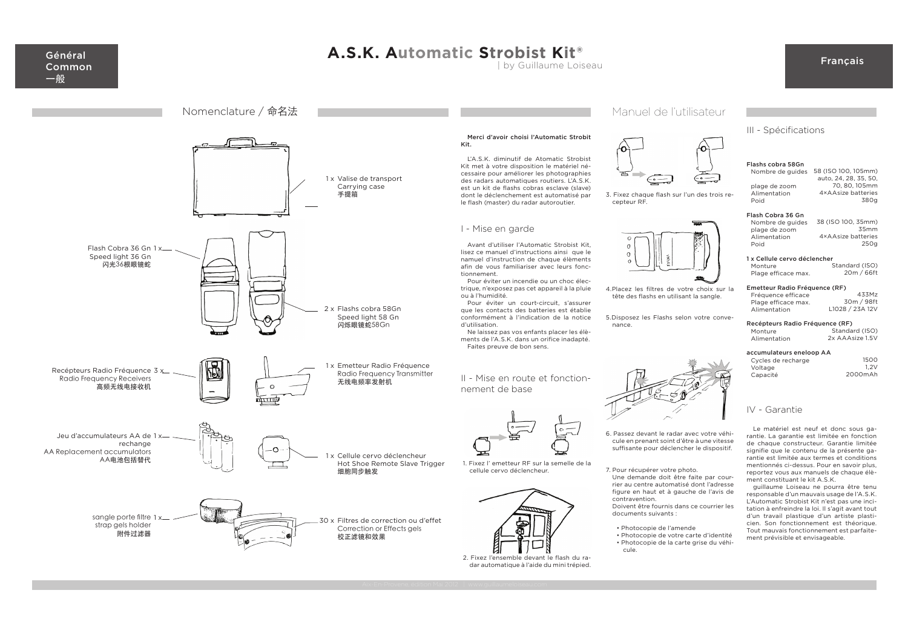Général
Common
一般

# A.S.K. Automatic Strobist Kit®

| by Guillaume Loiseau

Français

## Nomenclature / 命名法

1 x Valise de transport
Carrying case
手提箱

Flash Cobra 36 Gn 1 x
Speed light 36 Gn
闪光36根眼镜蛇

2 x Flashs cobra 58Gn
Speed light 58 Gn
闪烁眼镜蛇58Gn

Recépteurs Radio Fréquence 3 x
Radio Frequency Receivers
高频无线电接收机

1 x Emetteur Radio Fréquence
Radio Frequency Transmitter
无线电频率发射机

Jeu d'accumulateurs AA de 1 x
rechange
AA Replacement accumulators
AA电池包括替代

1 x Cellule cervo déclencheur
Hot Shoe Remote Slave Trigger
细胞同步触发

sangle porte filtre 1 x
strap gels holder
附件过滤器

30 x Filtres de correction ou d'effet
Correction or Effects gels
校正滤镜和效果

## Manuel de l'utilisateur

**Merci d'avoir choisi l'Automatic Strobit Kit.**

L'A.S.K. diminutif de Atomatic Strobist Kit met à votre disposition le matériel nécessaire pour améliorer les photographies des radars automatiques routiers. L'A.S.K. est un kit de flashs cobras esclave (slave) dont le déclenchement est automatisé par le flash (master) du radar autoroutier.

### I - Mise en garde

Avant d'utiliser l'Automatic Strobist Kit, lisez ce manuel d'instructions ainsi que le namuel d'instruction de chaque élèments afin de vous familiariser avec leurs fonctionnement.

Pour éviter un incendie ou un choc électrique, n'exposez pas cet appareil à la pluie ou à l'humidité.

Pour éviter un court-circuit, s'assurer que les contacts des batteries est établie conformément à l'indication de la notice d'utilisation.

Ne laissez pas vos enfants placer les élèments de l'A.S.K. dans un orifice inadapté.

Faites preuve de bon sens.

### II - Mise en route et fonctionnement de base

1. Fixez l' emetteur RF sur la semelle de la cellule cervo déclencheur.

2. Fixez l'ensemble devant le flash du radar automatique à l'aide du mini trépied.

3. Fixez chaque flash sur l'un des trois recepteur RF.

4. Placez les filtres de votre choix sur la tête des flashs en utilisant la sangle.

5. Disposez les Flashs selon votre convenance.

6. Passez devant le radar avec votre véhicule en prenant soint d'être à une vitesse suffisante pour déclencher le dispositif.

7. Pour récupérer votre photo.
Une demande doit être faite par courrier au centre automatisé dont l'adresse figure en haut et à gauche de l'avis de contravention.
Doivent être fournis dans ce courrier les documents suivants :

- Photocopie de l'amende
- Photocopie de votre carte d'identité
- Photocopie de la carte grise du véhicule.

### III - Spécifications

**Flashs cobra 58Gn**

| | |
|---|---|
| Nombre de guides | 58 (ISO 100, 105mm) |
| plage de zoom | auto, 24, 28, 35, 50, 70, 80, 105mm |
| Alimentation | 4×AAsize batteries |
| Poid | 380g |

**Flash Cobra 36 Gn**

| | |
|---|---|
| Nombre de guides | 38 (ISO 100, 35mm) |
| plage de zoom | 35mm |
| Alimentation | 4×AAsize batteries |
| Poid | 250g |

**1 x Cellule cervo déclencher**

| | |
|---|---|
| Monture | Standard (ISO) |
| Plage efficace max. | 20m / 66ft |

**Emetteur Radio Fréquence (RF)**

| | |
|---|---|
| Fréquence efficace | 433Mz |
| Plage efficace max. | 30m / 98ft |
| Alimentation | L1028 / 23A 12V |

**Recépteurs Radio Fréquence (RF)**

| | |
|---|---|
| Monture | Standard (ISO) |
| Alimentation | 2x AAAsize 1.5V |

**accumulateurs eneloop AA**

| | |
|---|---|
| Cycles de recharge | 1500 |
| Voltage | 1,2V |
| Capacité | 2000mAh |

### IV - Garantie

Le matériel est neuf et donc sous garantie. La garantie est limitée en fonction de chaque constructeur. Garantie limitée signifie que le contenu de la présente garantie est limitée aux termes et conditions mentionnés ci-dessus. Pour en savoir plus, reportez vous aux manuels de chaque élèment constituant le kit A.S.K.

guillaume Loiseau ne pourra être tenu responsable d'un mauvais usage de l'A.S.K. L'Automatic Strobist Kit n'est pas une incitation à enfreindre la loi. Il s'agit avant tout d'un travail plastique d'un artiste plasticien. Son fonctionnement est théorique. Tout mauvais fonctionnement est parfaitement prévisible et envisageable.

Aix En Provence, édition Mai 2012 | www.guillaumeloiseau.com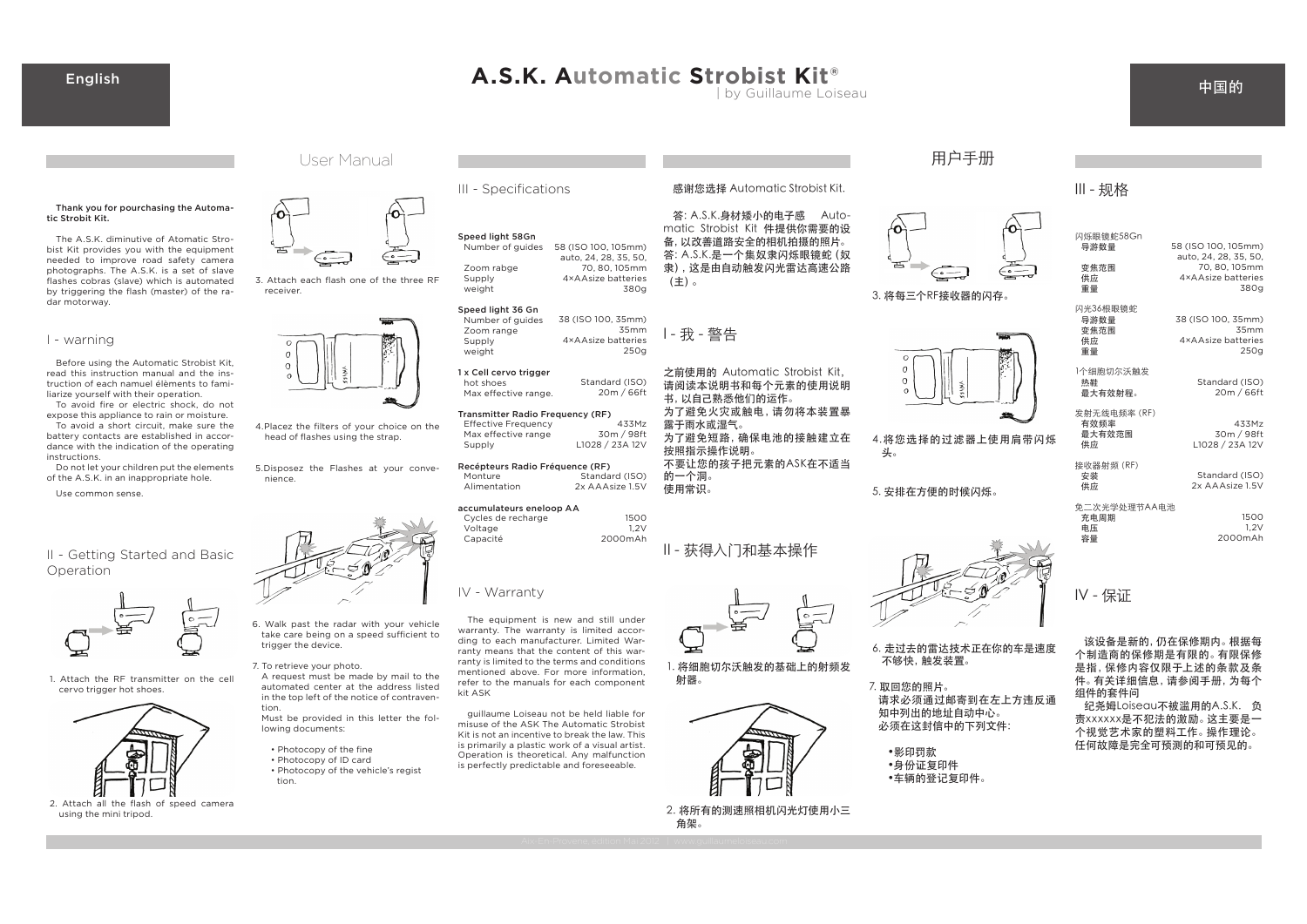English

# A.S.K. Automatic Strobist Kit®

| by Guillaume Loiseau

中国的

## User Manual

**Thank you for pourchasing the Automatic Strobit Kit.**

The A.S.K. diminutive of Atomatic Strobist Kit provides you with the equipment needed to improve road safety camera photographs. The A.S.K. is a set of slave flashes cobras (slave) which is automated by triggering the flash (master) of the radar motorway.

## I - warning

Before using the Automatic Strobist Kit, read this instruction manual and the instruction of each namuel élèments to familiarize yourself with their operation.

To avoid fire or electric shock, do not expose this appliance to rain or moisture.

To avoid a short circuit, make sure the battery contacts are established in accordance with the indication of the operating instructions.

Do not let your children put the elements of the A.S.K. in an inappropriate hole.

Use common sense.

## II - Getting Started and Basic Operation

1. Attach the RF transmitter on the cell cervo trigger hot shoes.

2. Attach all the flash of speed camera using the mini tripod.

3. Attach each flash one of the three RF receiver.

4. Placez the filters of your choice on the head of flashes using the strap.

5. Disposez the Flashes at your convenience.

6. Walk past the radar with your vehicle take care being on a speed sufficient to trigger the device.

7. To retrieve your photo.
   A request must be made by mail to the automated center at the address listed in the top left of the notice of contravention.
   Must be provided in this letter the following documents:

   - Photocopy of the fine
   - Photocopy of ID card
   - Photocopy of the vehicle's regist tion.

## III - Specifications

**Speed light 58Gn**

| | |
|---|---|
| Number of guides | 58 (ISO 100, 105mm) auto, 24, 28, 35, 50, |
| Zoom rabge | 70, 80, 105mm |
| Supply | 4×AAsize batteries |
| weight | 380g |

**Speed light 36 Gn**

| | |
|---|---|
| Number of guides | 38 (ISO 100, 35mm) |
| Zoom range | 35mm |
| Supply | 4×AAsize batteries |
| weight | 250g |

**1 x Cell cervo trigger**

| | |
|---|---|
| hot shoes | Standard (ISO) |
| Max effective range. | 20m / 66ft |

**Transmitter Radio Frequency (RF)**

| | |
|---|---|
| Effective Frequency | 433Mz |
| Max effective range | 30m / 98ft |
| Supply | L1028 / 23A 12V |

**Recépteurs Radio Fréquence (RF)**

| | |
|---|---|
| Monture | Standard (ISO) |
| Alimentation | 2x AAAsize 1.5V |

**accumulateurs eneloop AA**

| | |
|---|---|
| Cycles de recharge | 1500 |
| Voltage | 1,2V |
| Capacité | 2000mAh |

## IV - Warranty

The equipment is new and still under warranty. The warranty is limited according to each manufacturer. Limited Warranty means that the content of this warranty is limited to the terms and conditions mentioned above. For more information, refer to the manuals for each component kit ASK

guillaume Loiseau not be held liable for misuse of the ASK The Automatic Strobist Kit is not an incentive to break the law. This is primarily a plastic work of a visual artist. Operation is theoretical. Any malfunction is perfectly predictable and foreseeable.

## 用户手册

感谢您选择 Automatic Strobist Kit.

答: A.S.K.身材矮小的电子感 Automatic Strobist Kit 件提供你需要的设备, 以改善道路安全的相机拍摄的照片。答: A.S.K.是一个集奴隶闪烁眼镜蛇（奴隶）, 这是由自动触发闪光雷达高速公路（主）。

## I - 我 - 警告

之前使用的 Automatic Strobist Kit, 请阅读本说明书和每个元素的使用说明书, 以自己熟悉他们的运作。

为了避免火灾或触电, 请勿将本装置暴露于雨水或湿气。

为了避免短路, 确保电池的接触建立在按照指示操作说明。

不要让您的孩子把元素的ASK在不适当的一个洞。

使用常识。

## II - 获得入门和基本操作

1. 将细胞切尔沃触发的基础上的射频发射器。

2. 将所有的测速照相机闪光灯使用小三角架。

3. 将每三个RF接收器的闪存。

4. 将您选择的过滤器上使用肩带闪烁头。

5. 安排在方便的时候闪烁。

6. 走过去的雷达技术正在你的车是速度不够快, 触发装置。

7. 取回您的照片。
   请求必须通过邮寄到在左上方违反通知中列出的地址自动中心。
   必须在这封信中的下列文件:

   - 影印罚款
   - 身份证复印件
   - 车辆的登记复印件。

## III - 规格

**闪烁眼镜蛇58Gn**

| | |
|---|---|
| 导游数量 | 58 (ISO 100, 105mm) auto, 24, 28, 35, 50, |
| 变焦范围 | 70, 80, 105mm |
| 供应 | 4×AAsize batteries |
| 重量 | 380g |

**闪光36根眼镜蛇**

| | |
|---|---|
| 导游数量 | 38 (ISO 100, 35mm) |
| 变焦范围 | 35mm |
| 供应 | 4×AAsize batteries |
| 重量 | 250g |

**1个细胞切尔沃触发**

| | |
|---|---|
| 热鞋 | Standard (ISO) |
| 最大有效射程。 | 20m / 66ft |

**发射无线电频率 (RF)**

| | |
|---|---|
| 有效频率 | 433Mz |
| 最大有效范围 | 30m / 98ft |
| 供应 | L1028 / 23A 12V |

**接收器射频 (RF)**

| | |
|---|---|
| 安装 | Standard (ISO) |
| 供应 | 2x AAAsize 1.5V |

**免二次光学处理节AA电池**

| | |
|---|---|
| 充电周期 | 1500 |
| 电压 | 1,2V |
| 容量 | 2000mAh |

## IV - 保证

该设备是新的, 仍在保修期内。根据每个制造商的保修期是有限的。有限保修是指, 保修内容仅限于上述的条款及条件。有关详细信息, 请参阅手册, 为每个组件的套件问

纪尧姆Loiseau不被滥用的A.S.K. 负责xxxxxx是不犯法的激励。这主要是一个视觉艺术家的塑料工作。操作理论。任何故障是完全可预测的和可预见的。

Aix En Provence, édition Mai 2012 | www.guillaumeloiseau.com